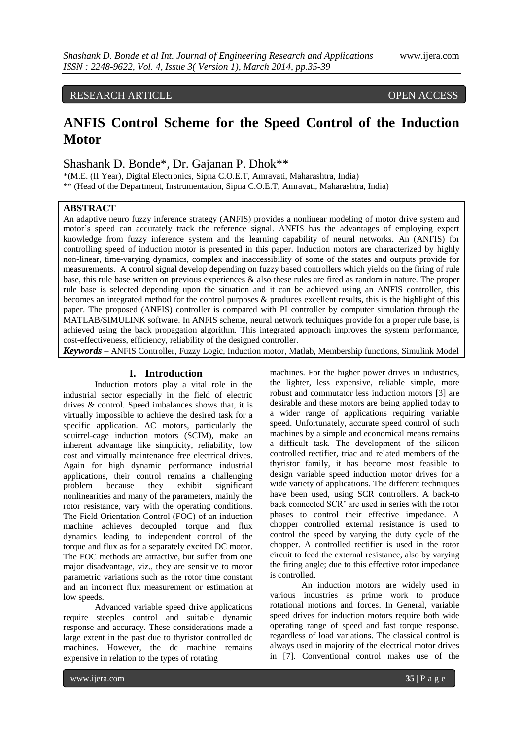RESEARCH ARTICLE OPEN ACCESS

# ANFIS Control Scheme for the Speed Control of the Induction Motor

Shashank D. Bonde*, Dr. Gajanan P. Dhok**

*(M.E. (II Year), Digital Electronics, Sipna C.O.E.T, Amravati, Maharashtra, India)
** (Head of the Department, Instrumentation, Sipna C.O.E.T, Amravati, Maharashtra, India)

## ABSTRACT

An adaptive neuro fuzzy inference strategy (ANFIS) provides a nonlinear modeling of motor drive system and motor's speed can accurately track the reference signal. ANFIS has the advantages of employing expert knowledge from fuzzy inference system and the learning capability of neural networks. An (ANFIS) for controlling speed of induction motor is presented in this paper. Induction motors are characterized by highly non-linear, time-varying dynamics, complex and inaccessibility of some of the states and outputs provide for measurements. A control signal develop depending on fuzzy based controllers which yields on the firing of rule base, this rule base written on previous experiences & also these rules are fired as random in nature. The proper rule base is selected depending upon the situation and it can be achieved using an ANFIS controller, this becomes an integrated method for the control purposes & produces excellent results, this is the highlight of this paper. The proposed (ANFIS) controller is compared with PI controller by computer simulation through the MATLAB/SIMULINK software. In ANFIS scheme, neural network techniques provide for a proper rule base, is achieved using the back propagation algorithm. This integrated approach improves the system performance, cost-effectiveness, efficiency, reliability of the designed controller.

***Keywords*** – ANFIS Controller, Fuzzy Logic, Induction motor, Matlab, Membership functions, Simulink Model

## I. Introduction

Induction motors play a vital role in the industrial sector especially in the field of electric drives & control. Speed imbalances shows that, it is virtually impossible to achieve the desired task for a specific application. AC motors, particularly the squirrel-cage induction motors (SCIM), make an inherent advantage like simplicity, reliability, low cost and virtually maintenance free electrical drives. Again for high dynamic performance industrial applications, their control remains a challenging problem because they exhibit significant nonlinearities and many of the parameters, mainly the rotor resistance, vary with the operating conditions. The Field Orientation Control (FOC) of an induction machine achieves decoupled torque and flux dynamics leading to independent control of the torque and flux as for a separately excited DC motor. The FOC methods are attractive, but suffer from one major disadvantage, viz., they are sensitive to motor parametric variations such as the rotor time constant and an incorrect flux measurement or estimation at low speeds.

Advanced variable speed drive applications require steeples control and suitable dynamic response and accuracy. These considerations made a large extent in the past due to thyristor controlled dc machines. However, the dc machine remains expensive in relation to the types of rotating machines. For the higher power drives in industries, the lighter, less expensive, reliable simple, more robust and commutator less induction motors [3] are desirable and these motors are being applied today to a wider range of applications requiring variable speed. Unfortunately, accurate speed control of such machines by a simple and economical means remains a difficult task. The development of the silicon controlled rectifier, triac and related members of the thyristor family, it has become most feasible to design variable speed induction motor drives for a wide variety of applications. The different techniques have been used, using SCR controllers. A back-to back connected SCR' are used in series with the rotor phases to control their effective impedance. A chopper controlled external resistance is used to control the speed by varying the duty cycle of the chopper. A controlled rectifier is used in the rotor circuit to feed the external resistance, also by varying the firing angle; due to this effective rotor impedance is controlled.

An induction motors are widely used in various industries as prime work to produce rotational motions and forces. In General, variable speed drives for induction motors require both wide operating range of speed and fast torque response, regardless of load variations. The classical control is always used in majority of the electrical motor drives in [7]. Conventional control makes use of the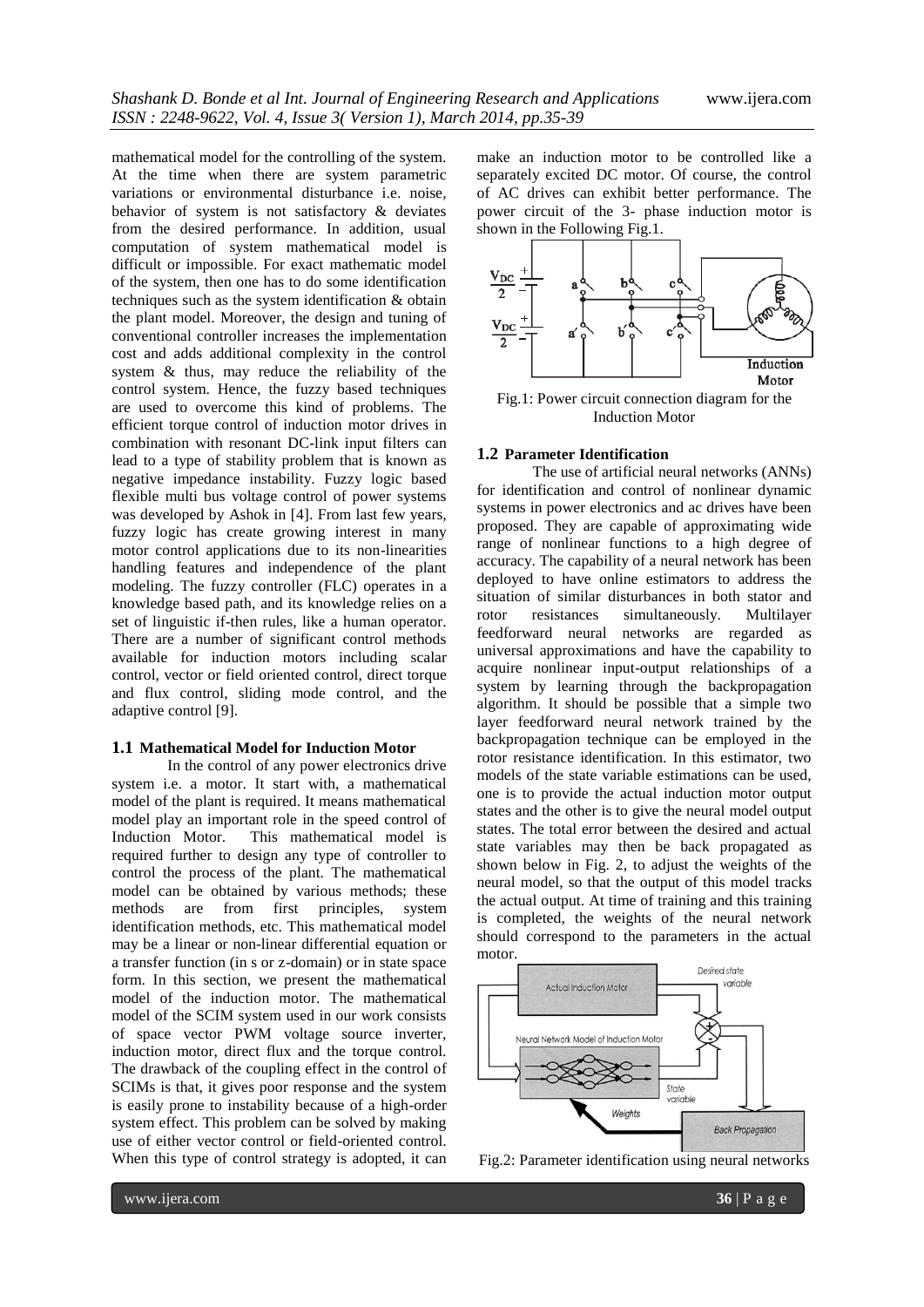mathematical model for the controlling of the system. At the time when there are system parametric variations or environmental disturbance i.e. noise, behavior of system is not satisfactory & deviates from the desired performance. In addition, usual computation of system mathematical model is difficult or impossible. For exact mathematic model of the system, then one has to do some identification techniques such as the system identification & obtain the plant model. Moreover, the design and tuning of conventional controller increases the implementation cost and adds additional complexity in the control system & thus, may reduce the reliability of the control system. Hence, the fuzzy based techniques are used to overcome this kind of problems. The efficient torque control of induction motor drives in combination with resonant DC-link input filters can lead to a type of stability problem that is known as negative impedance instability. Fuzzy logic based flexible multi bus voltage control of power systems was developed by Ashok in [4]. From last few years, fuzzy logic has create growing interest in many motor control applications due to its non-linearities handling features and independence of the plant modeling. The fuzzy controller (FLC) operates in a knowledge based path, and its knowledge relies on a set of linguistic if-then rules, like a human operator. There are a number of significant control methods available for induction motors including scalar control, vector or field oriented control, direct torque and flux control, sliding mode control, and the adaptive control [9].

### 1.1 Mathematical Model for Induction Motor

In the control of any power electronics drive system i.e. a motor. It start with, a mathematical model of the plant is required. It means mathematical model play an important role in the speed control of Induction Motor. This mathematical model is required further to design any type of controller to control the process of the plant. The mathematical model can be obtained by various methods; these methods are from first principles, system identification methods, etc. This mathematical model may be a linear or non-linear differential equation or a transfer function (in s or z-domain) or in state space form. In this section, we present the mathematical model of the induction motor. The mathematical model of the SCIM system used in our work consists of space vector PWM voltage source inverter, induction motor, direct flux and the torque control. The drawback of the coupling effect in the control of SCIMs is that, it gives poor response and the system is easily prone to instability because of a high-order system effect. This problem can be solved by making use of either vector control or field-oriented control. When this type of control strategy is adopted, it can make an induction motor to be controlled like a separately excited DC motor. Of course, the control of AC drives can exhibit better performance. The power circuit of the 3- phase induction motor is shown in the Following Fig.1.

Fig.1: Power circuit connection diagram for the Induction Motor

### 1.2 Parameter Identification

The use of artificial neural networks (ANNs) for identification and control of nonlinear dynamic systems in power electronics and ac drives have been proposed. They are capable of approximating wide range of nonlinear functions to a high degree of accuracy. The capability of a neural network has been deployed to have online estimators to address the situation of similar disturbances in both stator and rotor resistances simultaneously. Multilayer feedforward neural networks are regarded as universal approximations and have the capability to acquire nonlinear input-output relationships of a system by learning through the backpropagation algorithm. It should be possible that a simple two layer feedforward neural network trained by the backpropagation technique can be employed in the rotor resistance identification. In this estimator, two models of the state variable estimations can be used, one is to provide the actual induction motor output states and the other is to give the neural model output states. The total error between the desired and actual state variables may then be back propagated as shown below in Fig. 2, to adjust the weights of the neural model, so that the output of this model tracks the actual output. At time of training and this training is completed, the weights of the neural network should correspond to the parameters in the actual motor.

Fig.2: Parameter identification using neural networks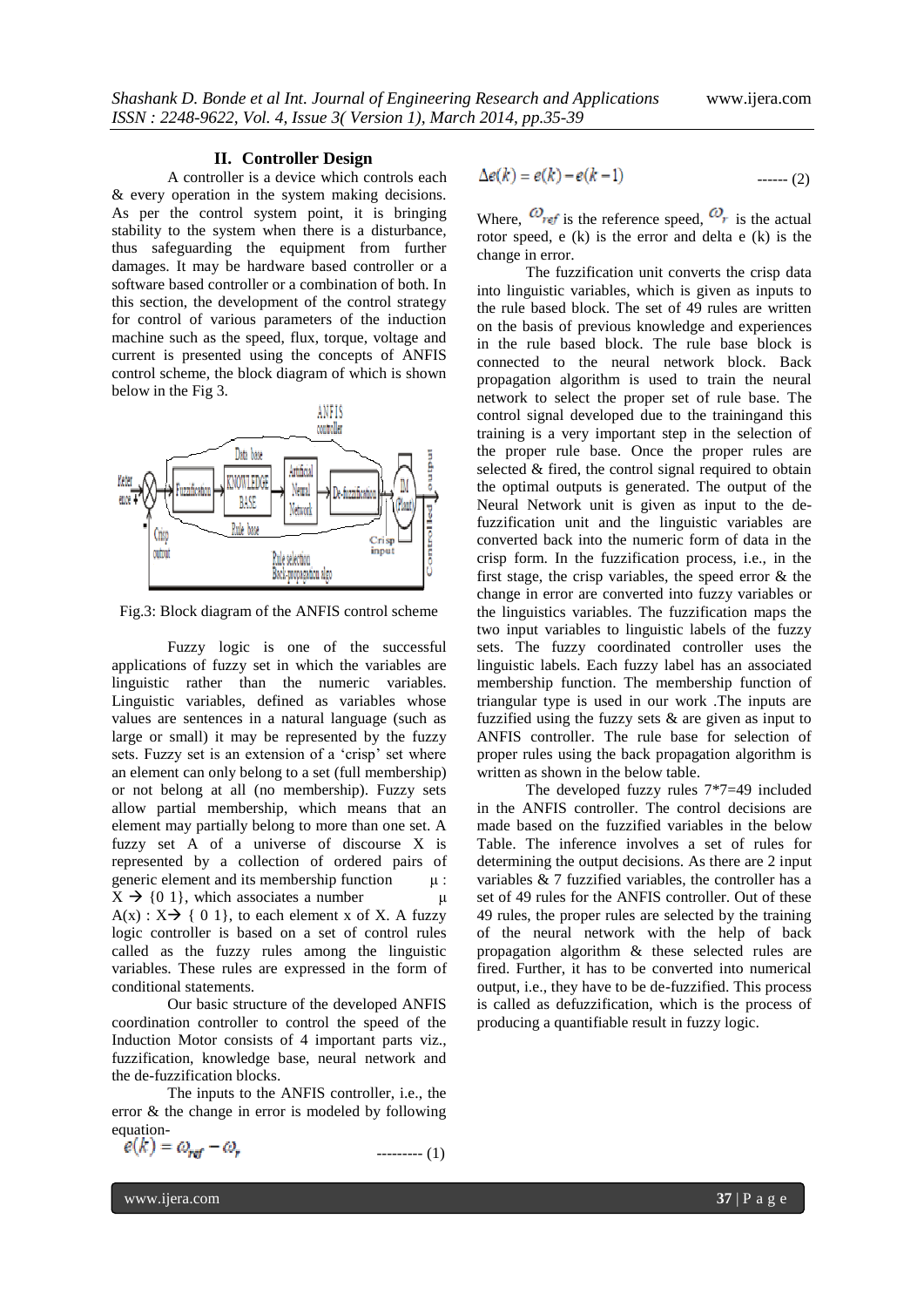## II. Controller Design

A controller is a device which controls each & every operation in the system making decisions. As per the control system point, it is bringing stability to the system when there is a disturbance, thus safeguarding the equipment from further damages. It may be hardware based controller or a software based controller or a combination of both. In this section, the development of the control strategy for control of various parameters of the induction machine such as the speed, flux, torque, voltage and current is presented using the concepts of ANFIS control scheme, the block diagram of which is shown below in the Fig 3.

Fig.3: Block diagram of the ANFIS control scheme

Fuzzy logic is one of the successful applications of fuzzy set in which the variables are linguistic rather than the numeric variables. Linguistic variables, defined as variables whose values are sentences in a natural language (such as large or small) it may be represented by the fuzzy sets. Fuzzy set is an extension of a 'crisp' set where an element can only belong to a set (full membership) or not belong at all (no membership). Fuzzy sets allow partial membership, which means that an element may partially belong to more than one set. A fuzzy set A of a universe of discourse X is represented by a collection of ordered pairs of generic element and its membership function μ : X → {0 1}, which associates a number μ A(x) : X→ { 0 1}, to each element x of X. A fuzzy logic controller is based on a set of control rules called as the fuzzy rules among the linguistic variables. These rules are expressed in the form of conditional statements.

Our basic structure of the developed ANFIS coordination controller to control the speed of the Induction Motor consists of 4 important parts viz., fuzzification, knowledge base, neural network and the de-fuzzification blocks.

The inputs to the ANFIS controller, i.e., the error & the change in error is modeled by following equation-

$$e(k) = \omega_{ref} - \omega_r \quad \text{--------- (1)}$$

$$\Delta e(k) = e(k) - e(k-1) \quad \text{------ (2)}$$

Where, $\omega_{ref}$ is the reference speed, $\omega_r$ is the actual rotor speed, e (k) is the error and delta e (k) is the change in error.

The fuzzification unit converts the crisp data into linguistic variables, which is given as inputs to the rule based block. The set of 49 rules are written on the basis of previous knowledge and experiences in the rule based block. The rule base block is connected to the neural network block. Back propagation algorithm is used to train the neural network to select the proper set of rule base. The control signal developed due to the trainingand this training is a very important step in the selection of the proper rule base. Once the proper rules are selected & fired, the control signal required to obtain the optimal outputs is generated. The output of the Neural Network unit is given as input to the de-fuzzification unit and the linguistic variables are converted back into the numeric form of data in the crisp form. In the fuzzification process, i.e., in the first stage, the crisp variables, the speed error & the change in error are converted into fuzzy variables or the linguistics variables. The fuzzification maps the two input variables to linguistic labels of the fuzzy sets. The fuzzy coordinated controller uses the linguistic labels. Each fuzzy label has an associated membership function. The membership function of triangular type is used in our work .The inputs are fuzzified using the fuzzy sets & are given as input to ANFIS controller. The rule base for selection of proper rules using the back propagation algorithm is written as shown in the below table.

The developed fuzzy rules 7*7=49 included in the ANFIS controller. The control decisions are made based on the fuzzified variables in the below Table. The inference involves a set of rules for determining the output decisions. As there are 2 input variables & 7 fuzzified variables, the controller has a set of 49 rules for the ANFIS controller. Out of these 49 rules, the proper rules are selected by the training of the neural network with the help of back propagation algorithm & these selected rules are fired. Further, it has to be converted into numerical output, i.e., they have to be de-fuzzified. This process is called as defuzzification, which is the process of producing a quantifiable result in fuzzy logic.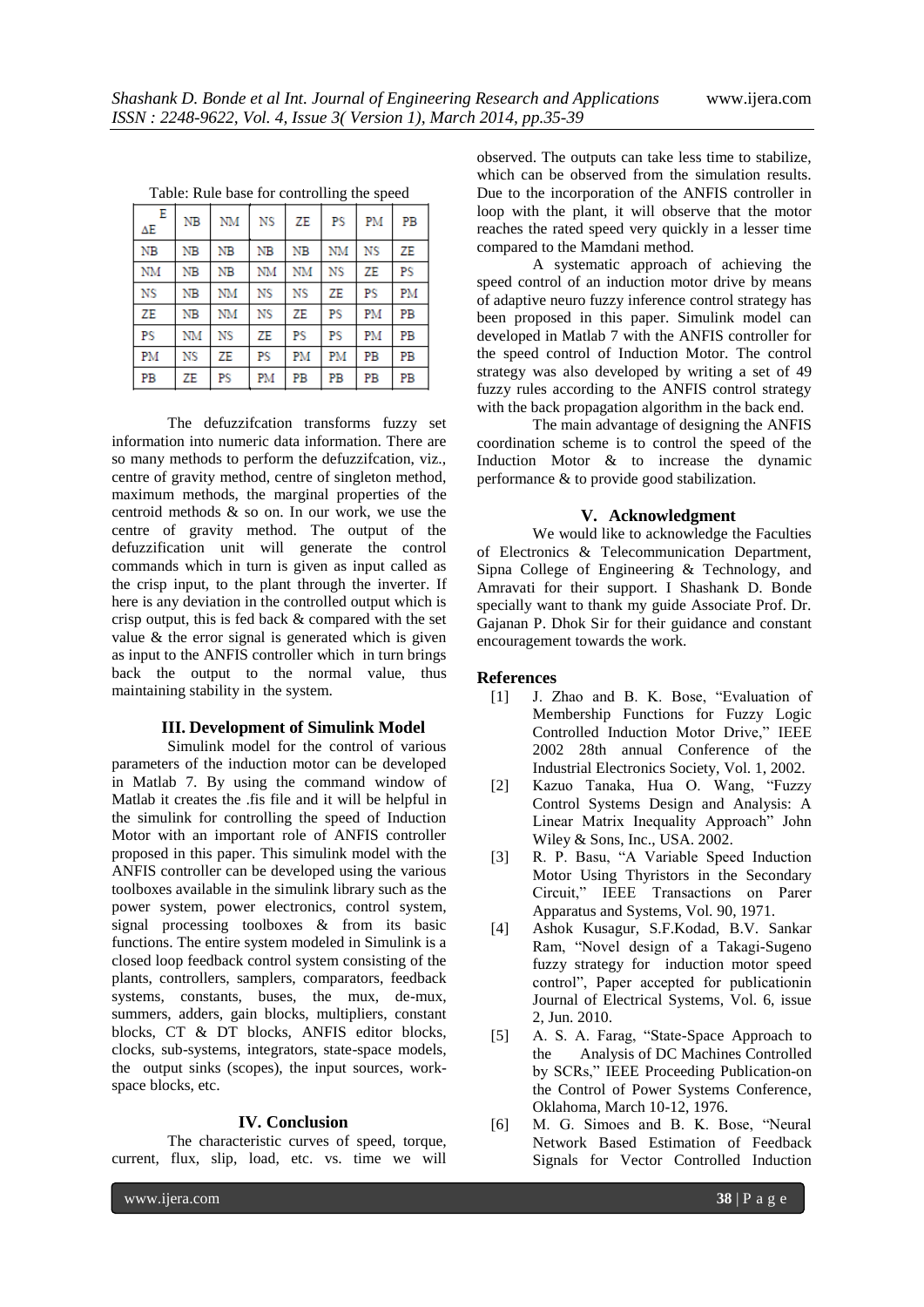Table: Rule base for controlling the speed

| E / ΔE | NB | NM | NS | ZE | PS | PM | PB |
|---|---|---|---|---|---|---|---|
| NB | NB | NB | NB | NB | NM | NS | ZE |
| NM | NB | NB | NM | NM | NS | ZE | PS |
| NS | NB | NM | NS | NS | ZE | PS | PM |
| ZE | NB | NM | NS | ZE | PS | PM | PB |
| PS | NM | NS | ZE | PS | PS | PM | PB |
| PM | NS | ZE | PS | PM | PM | PB | PB |
| PB | ZE | PS | PM | PB | PB | PB | PB |

The defuzzifcation transforms fuzzy set information into numeric data information. There are so many methods to perform the defuzzifcation, viz., centre of gravity method, centre of singleton method, maximum methods, the marginal properties of the centroid methods & so on. In our work, we use the centre of gravity method. The output of the defuzzification unit will generate the control commands which in turn is given as input called as the crisp input, to the plant through the inverter. If here is any deviation in the controlled output which is crisp output, this is fed back & compared with the set value & the error signal is generated which is given as input to the ANFIS controller which in turn brings back the output to the normal value, thus maintaining stability in the system.

## III. Development of Simulink Model

Simulink model for the control of various parameters of the induction motor can be developed in Matlab 7. By using the command window of Matlab it creates the .fis file and it will be helpful in the simulink for controlling the speed of Induction Motor with an important role of ANFIS controller proposed in this paper. This simulink model with the ANFIS controller can be developed using the various toolboxes available in the simulink library such as the power system, power electronics, control system, signal processing toolboxes & from its basic functions. The entire system modeled in Simulink is a closed loop feedback control system consisting of the plants, controllers, samplers, comparators, feedback systems, constants, buses, the mux, de-mux, summers, adders, gain blocks, multipliers, constant blocks, CT & DT blocks, ANFIS editor blocks, clocks, sub-systems, integrators, state-space models, the output sinks (scopes), the input sources, work-space blocks, etc.

## IV. Conclusion

The characteristic curves of speed, torque, current, flux, slip, load, etc. vs. time we will observed. The outputs can take less time to stabilize, which can be observed from the simulation results. Due to the incorporation of the ANFIS controller in loop with the plant, it will observe that the motor reaches the rated speed very quickly in a lesser time compared to the Mamdani method.

A systematic approach of achieving the speed control of an induction motor drive by means of adaptive neuro fuzzy inference control strategy has been proposed in this paper. Simulink model can developed in Matlab 7 with the ANFIS controller for the speed control of Induction Motor. The control strategy was also developed by writing a set of 49 fuzzy rules according to the ANFIS control strategy with the back propagation algorithm in the back end.

The main advantage of designing the ANFIS coordination scheme is to control the speed of the Induction Motor & to increase the dynamic performance & to provide good stabilization.

## V. Acknowledgment

We would like to acknowledge the Faculties of Electronics & Telecommunication Department, Sipna College of Engineering & Technology, and Amravati for their support. I Shashank D. Bonde specially want to thank my guide Associate Prof. Dr. Gajanan P. Dhok Sir for their guidance and constant encouragement towards the work.

## References

[1] J. Zhao and B. K. Bose, "Evaluation of Membership Functions for Fuzzy Logic Controlled Induction Motor Drive," IEEE 2002 28th annual Conference of the Industrial Electronics Society, Vol. 1, 2002.

[2] Kazuo Tanaka, Hua O. Wang, "Fuzzy Control Systems Design and Analysis: A Linear Matrix Inequality Approach" John Wiley & Sons, Inc., USA. 2002.

[3] R. P. Basu, "A Variable Speed Induction Motor Using Thyristors in the Secondary Circuit," IEEE Transactions on Parer Apparatus and Systems, Vol. 90, 1971.

[4] Ashok Kusagur, S.F.Kodad, B.V. Sankar Ram, "Novel design of a Takagi-Sugeno fuzzy strategy for induction motor speed control", Paper accepted for publicationin Journal of Electrical Systems, Vol. 6, issue 2, Jun. 2010.

[5] A. S. A. Farag, "State-Space Approach to the Analysis of DC Machines Controlled by SCRs," IEEE Proceeding Publication-on the Control of Power Systems Conference, Oklahoma, March 10-12, 1976.

[6] M. G. Simoes and B. K. Bose, "Neural Network Based Estimation of Feedback Signals for Vector Controlled Induction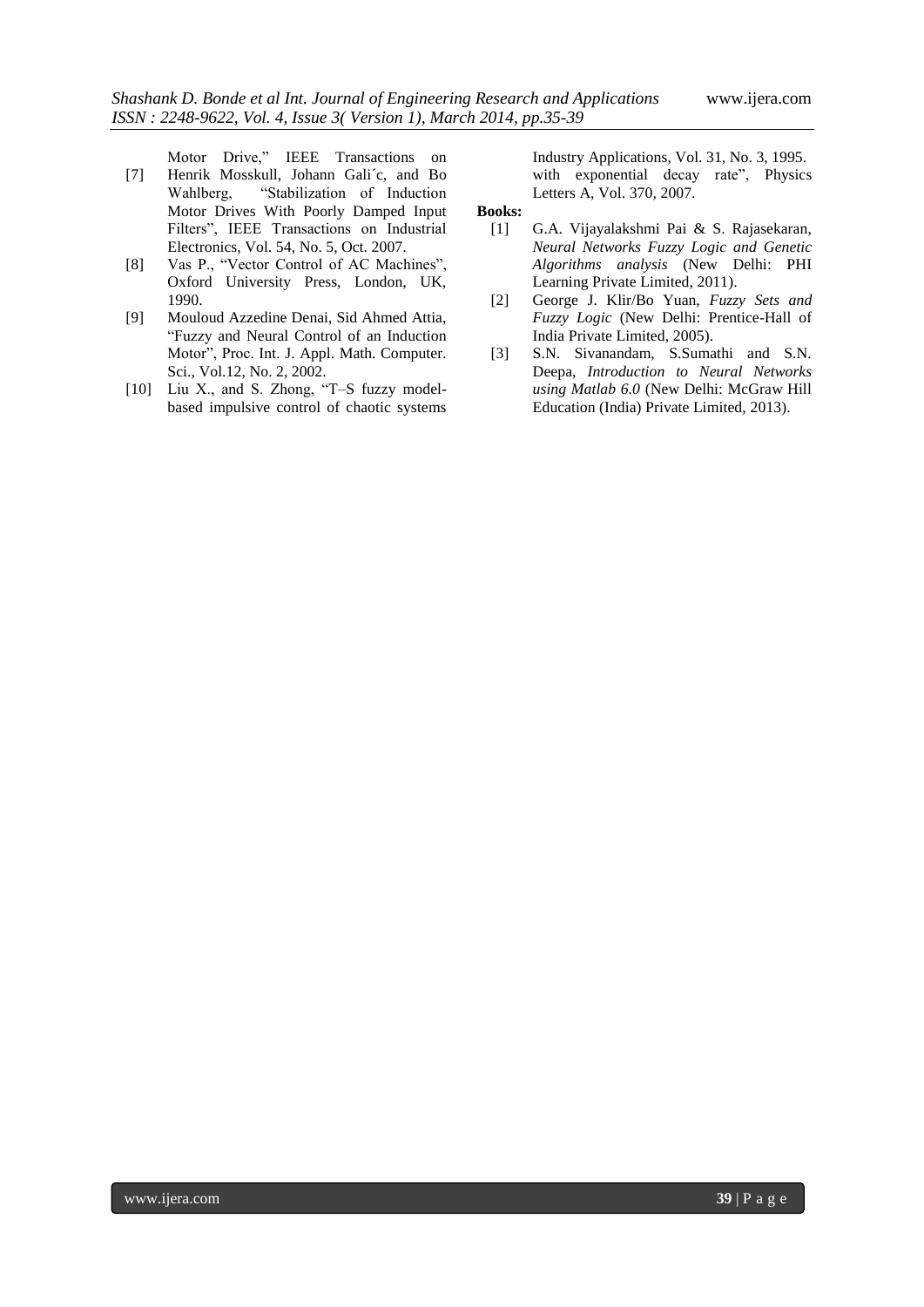Motor Drive," IEEE Transactions on

[7] Henrik Mosskull, Johann Gali´c, and Bo Wahlberg, "Stabilization of Induction Motor Drives With Poorly Damped Input Filters", IEEE Transactions on Industrial Electronics, Vol. 54, No. 5, Oct. 2007.

[8] Vas P., "Vector Control of AC Machines", Oxford University Press, London, UK, 1990.

[9] Mouloud Azzedine Denai, Sid Ahmed Attia, "Fuzzy and Neural Control of an Induction Motor", Proc. Int. J. Appl. Math. Computer. Sci., Vol.12, No. 2, 2002.

[10] Liu X., and S. Zhong, "T–S fuzzy model-based impulsive control of chaotic systems with exponential decay rate", Physics Letters A, Vol. 370, 2007.

Industry Applications, Vol. 31, No. 3, 1995.

**Books:**

[1] G.A. Vijayalakshmi Pai & S. Rajasekaran, *Neural Networks Fuzzy Logic and Genetic Algorithms analysis* (New Delhi: PHI Learning Private Limited, 2011).

[2] George J. Klir/Bo Yuan, *Fuzzy Sets and Fuzzy Logic* (New Delhi: Prentice-Hall of India Private Limited, 2005).

[3] S.N. Sivanandam, S.Sumathi and S.N. Deepa, *Introduction to Neural Networks using Matlab 6.0* (New Delhi: McGraw Hill Education (India) Private Limited, 2013).